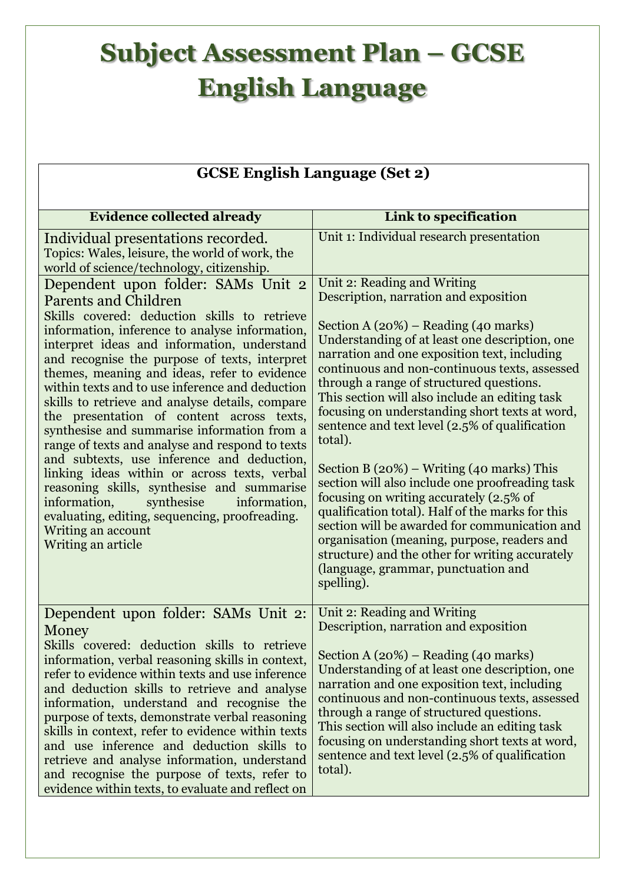# Subject Assessment Plan – GCSE English Language

| GCSE English Language (Set 2) | |
|---|---|
| **Evidence collected already** | **Link to specification** |
| Individual presentations recorded.<br>Topics: Wales, leisure, the world of work, the world of science/technology, citizenship. | Unit 1: Individual research presentation |
| Dependent upon folder: SAMs Unit 2 Parents and Children<br>Skills covered: deduction skills to retrieve information, inference to analyse information, interpret ideas and information, understand and recognise the purpose of texts, interpret themes, meaning and ideas, refer to evidence within texts and to use inference and deduction skills to retrieve and analyse details, compare the presentation of content across texts, synthesise and summarise information from a range of texts and analyse and respond to texts and subtexts, use inference and deduction, linking ideas within or across texts, verbal reasoning skills, synthesise and summarise information, synthesise information, evaluating, editing, sequencing, proofreading.<br>Writing an account<br>Writing an article | Unit 2: Reading and Writing<br>Description, narration and exposition<br><br>Section A (20%) – Reading (40 marks) Understanding of at least one description, one narration and one exposition text, including continuous and non-continuous texts, assessed through a range of structured questions.<br>This section will also include an editing task focusing on understanding short texts at word, sentence and text level (2.5% of qualification total).<br><br>Section B (20%) – Writing (40 marks) This section will also include one proofreading task focusing on writing accurately (2.5% of qualification total). Half of the marks for this section will be awarded for communication and organisation (meaning, purpose, readers and structure) and the other for writing accurately (language, grammar, punctuation and spelling). |
| Dependent upon folder: SAMs Unit 2: Money<br>Skills covered: deduction skills to retrieve information, verbal reasoning skills in context, refer to evidence within texts and use inference and deduction skills to retrieve and analyse information, understand and recognise the purpose of texts, demonstrate verbal reasoning skills in context, refer to evidence within texts and use inference and deduction skills to retrieve and analyse information, understand and recognise the purpose of texts, refer to evidence within texts, to evaluate and reflect on | Unit 2: Reading and Writing<br>Description, narration and exposition<br><br>Section A (20%) – Reading (40 marks) Understanding of at least one description, one narration and one exposition text, including continuous and non-continuous texts, assessed through a range of structured questions.<br>This section will also include an editing task focusing on understanding short texts at word, sentence and text level (2.5% of qualification total). |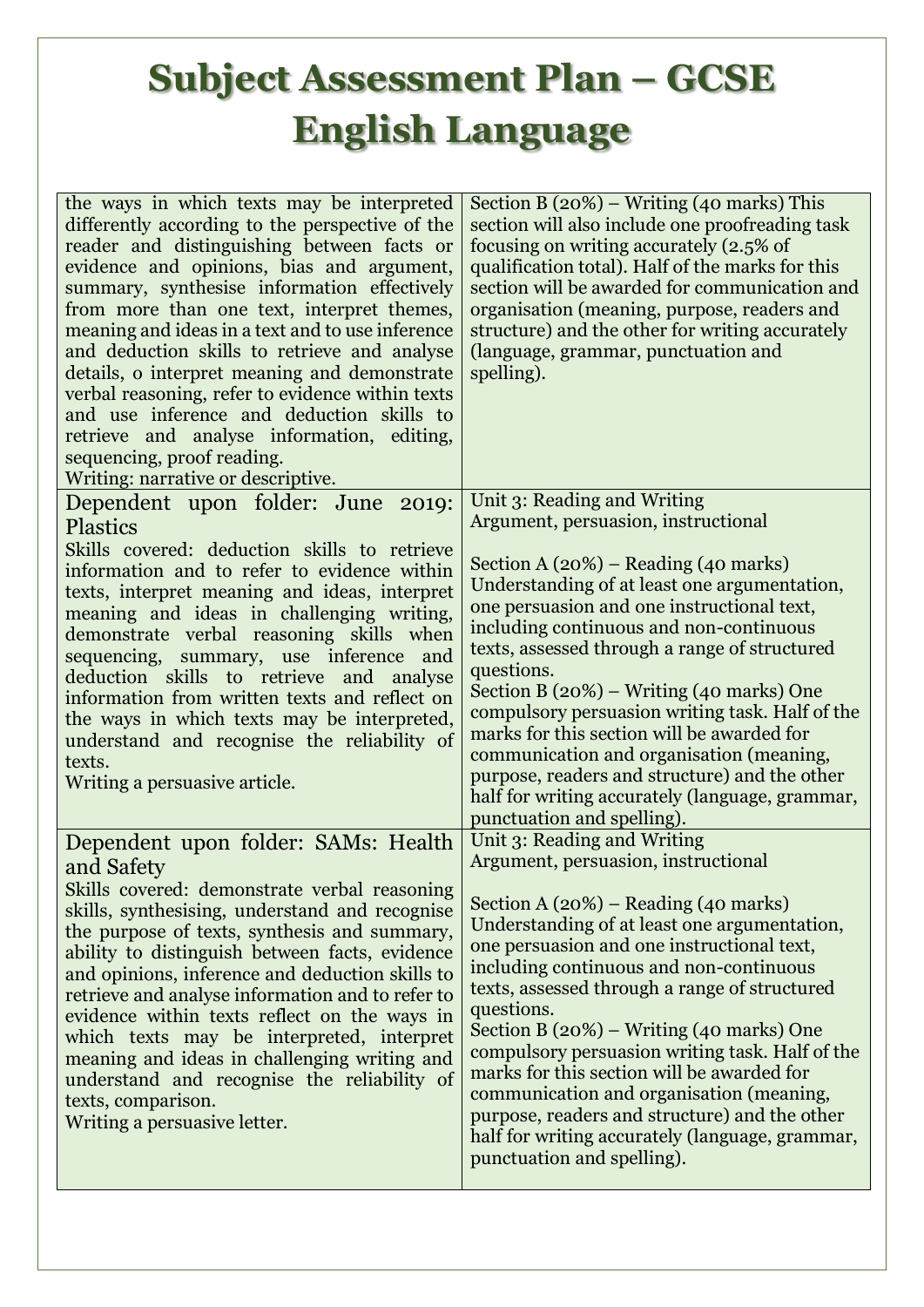# Subject Assessment Plan – GCSE English Language

| | |
|---|---|
| the ways in which texts may be interpreted differently according to the perspective of the reader and distinguishing between facts or evidence and opinions, bias and argument, summary, synthesise information effectively from more than one text, interpret themes, meaning and ideas in a text and to use inference and deduction skills to retrieve and analyse details, o interpret meaning and demonstrate verbal reasoning, refer to evidence within texts and use inference and deduction skills to retrieve and analyse information, editing, sequencing, proof reading.<br>Writing: narrative or descriptive. | Section B (20%) – Writing (40 marks) This section will also include one proofreading task focusing on writing accurately (2.5% of qualification total). Half of the marks for this section will be awarded for communication and organisation (meaning, purpose, readers and structure) and the other for writing accurately (language, grammar, punctuation and spelling). |
| Dependent upon folder: June 2019: Plastics<br>Skills covered: deduction skills to retrieve information and to refer to evidence within texts, interpret meaning and ideas, interpret meaning and ideas in challenging writing, demonstrate verbal reasoning skills when sequencing, summary, use inference and deduction skills to retrieve and analyse information from written texts and reflect on the ways in which texts may be interpreted, understand and recognise the reliability of texts.<br>Writing a persuasive article. | Unit 3: Reading and Writing<br>Argument, persuasion, instructional<br><br>Section A (20%) – Reading (40 marks) Understanding of at least one argumentation, one persuasion and one instructional text, including continuous and non-continuous texts, assessed through a range of structured questions.<br>Section B (20%) – Writing (40 marks) One compulsory persuasion writing task. Half of the marks for this section will be awarded for communication and organisation (meaning, purpose, readers and structure) and the other half for writing accurately (language, grammar, punctuation and spelling). |
| Dependent upon folder: SAMs: Health and Safety<br>Skills covered: demonstrate verbal reasoning skills, synthesising, understand and recognise the purpose of texts, synthesis and summary, ability to distinguish between facts, evidence and opinions, inference and deduction skills to retrieve and analyse information and to refer to evidence within texts reflect on the ways in which texts may be interpreted, interpret meaning and ideas in challenging writing and understand and recognise the reliability of texts, comparison.<br>Writing a persuasive letter. | Unit 3: Reading and Writing<br>Argument, persuasion, instructional<br><br>Section A (20%) – Reading (40 marks) Understanding of at least one argumentation, one persuasion and one instructional text, including continuous and non-continuous texts, assessed through a range of structured questions.<br>Section B (20%) – Writing (40 marks) One compulsory persuasion writing task. Half of the marks for this section will be awarded for communication and organisation (meaning, purpose, readers and structure) and the other half for writing accurately (language, grammar, punctuation and spelling). |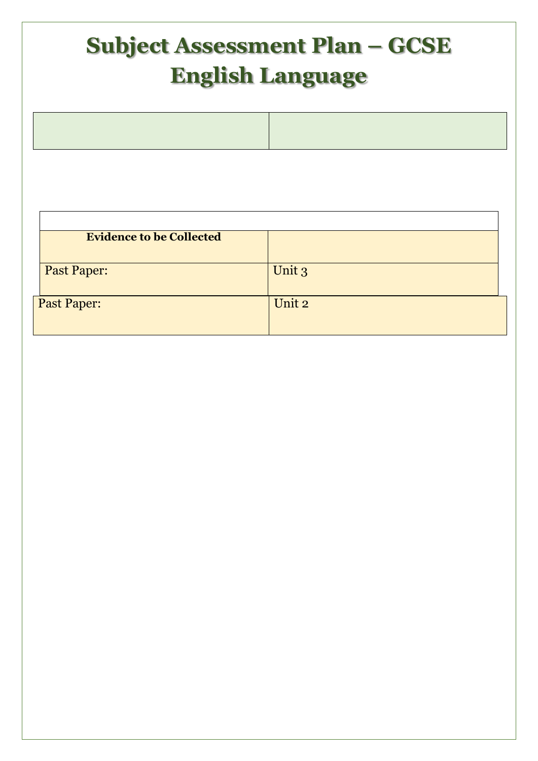# Subject Assessment Plan – GCSE English Language

| | |
|---|---|
| | |

| | |
|---|---|
| **Evidence to be Collected** | |
| Past Paper: | Unit 3 |
| Past Paper: | Unit 2 |